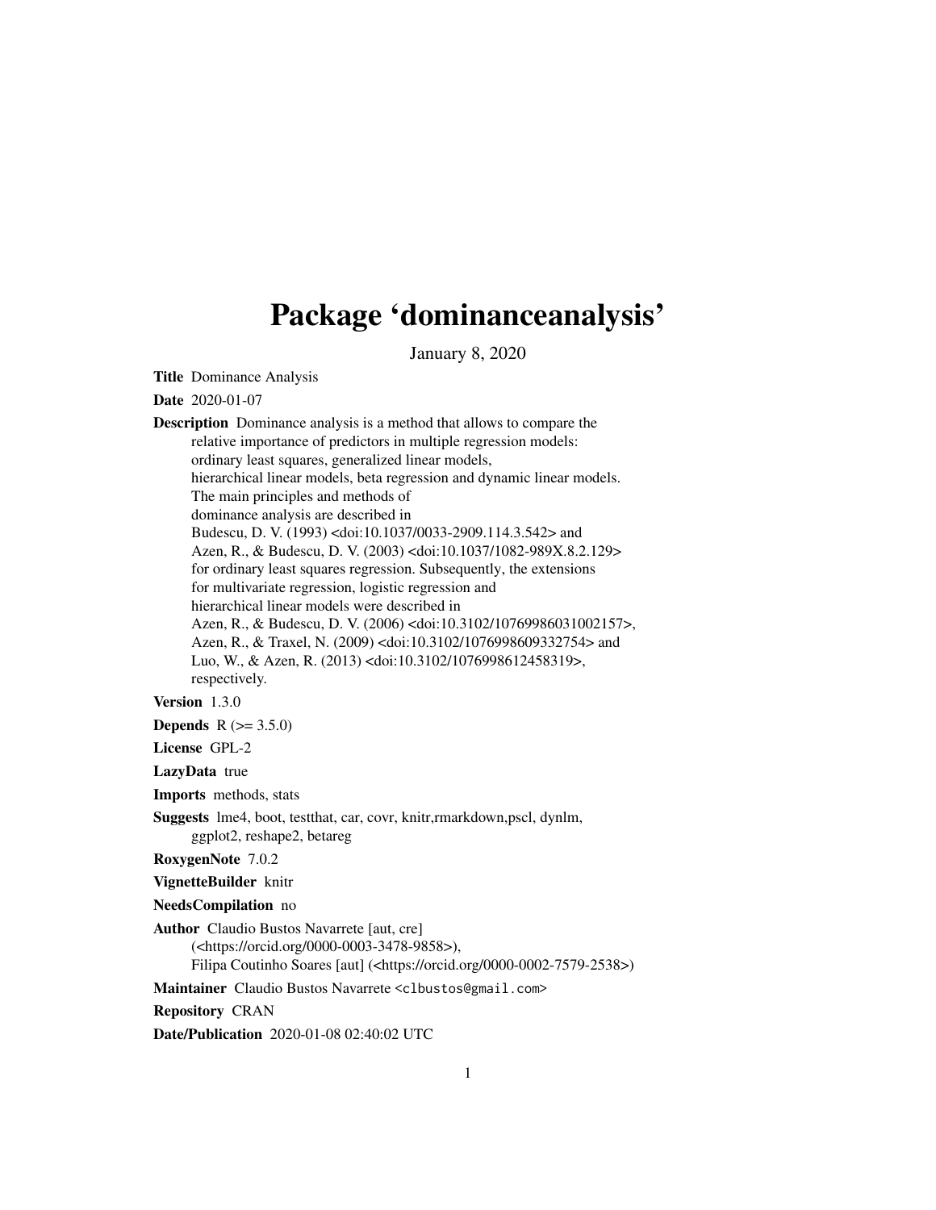# Package 'dominanceanalysis'

January 8, 2020

**Title** Dominance Analysis

**Date** 2020-01-07

**Description** Dominance analysis is a method that allows to compare the relative importance of predictors in multiple regression models: ordinary least squares, generalized linear models, hierarchical linear models, beta regression and dynamic linear models. The main principles and methods of dominance analysis are described in Budescu, D. V. (1993) <doi:10.1037/0033-2909.114.3.542> and Azen, R., & Budescu, D. V. (2003) <doi:10.1037/1082-989X.8.2.129> for ordinary least squares regression. Subsequently, the extensions for multivariate regression, logistic regression and hierarchical linear models were described in Azen, R., & Budescu, D. V. (2006) <doi:10.3102/10769986031002157>, Azen, R., & Traxel, N. (2009) <doi:10.3102/1076998609332754> and Luo, W., & Azen, R. (2013) <doi:10.3102/1076998612458319>, respectively.

**Version** 1.3.0

**Depends** R (>= 3.5.0)

**License** GPL-2

**LazyData** true

**Imports** methods, stats

**Suggests** lme4, boot, testthat, car, covr, knitr,rmarkdown,pscl, dynlm, ggplot2, reshape2, betareg

**RoxygenNote** 7.0.2

**VignetteBuilder** knitr

**NeedsCompilation** no

**Author** Claudio Bustos Navarrete [aut, cre] (<https://orcid.org/0000-0003-3478-9858>), Filipa Coutinho Soares [aut] (<https://orcid.org/0000-0002-7579-2538>)

**Maintainer** Claudio Bustos Navarrete <clbustos@gmail.com>

**Repository** CRAN

**Date/Publication** 2020-01-08 02:40:02 UTC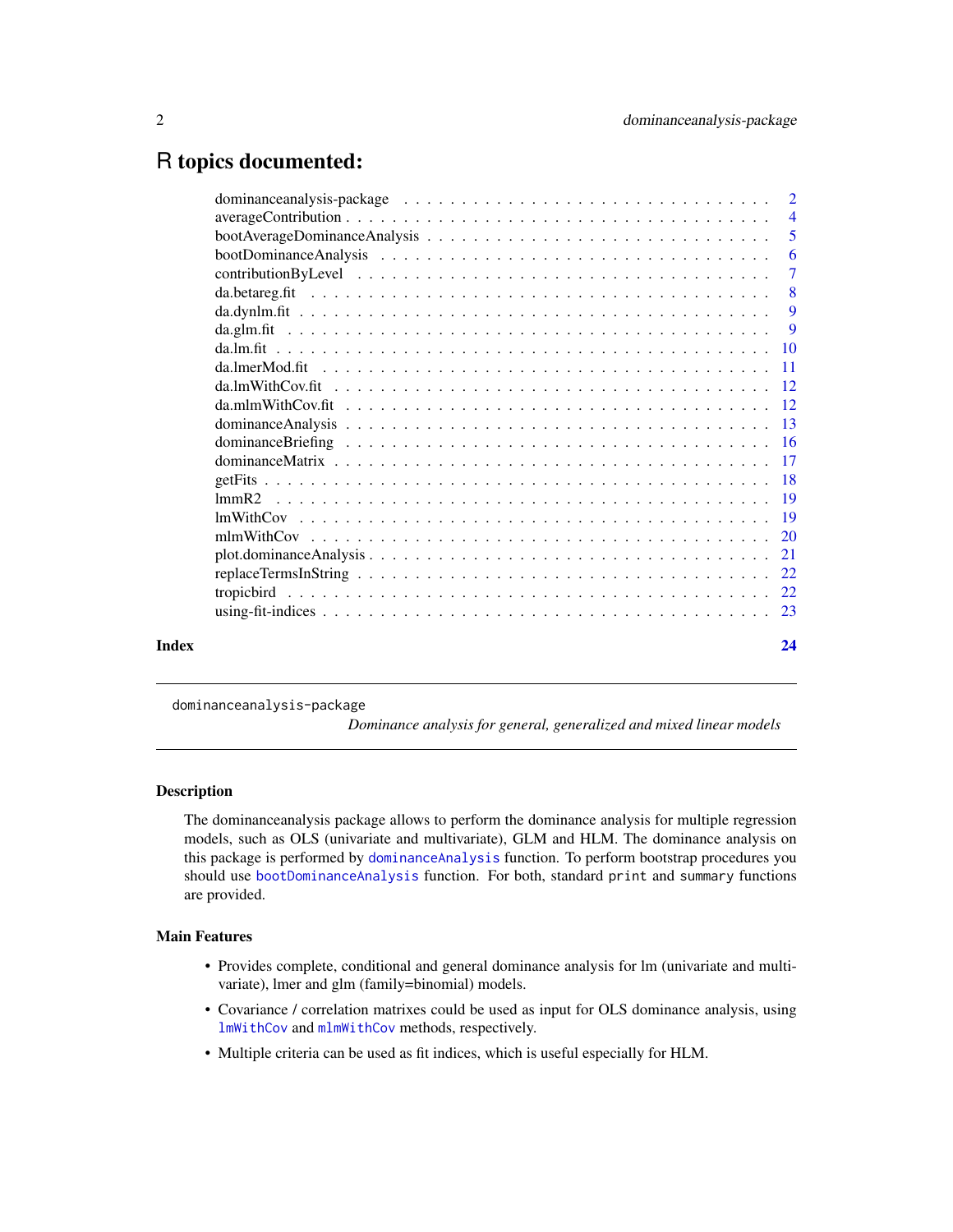# R topics documented:

| | |
|---|---|
| dominanceanalysis-package | 2 |
| averageContribution | 4 |
| bootAverageDominanceAnalysis | 5 |
| bootDominanceAnalysis | 6 |
| contributionByLevel | 7 |
| da.betareg.fit | 8 |
| da.dynlm.fit | 9 |
| da.glm.fit | 9 |
| da.lm.fit | 10 |
| da.lmerMod.fit | 11 |
| da.lmWithCov.fit | 12 |
| da.mlmWithCov.fit | 12 |
| dominanceAnalysis | 13 |
| dominanceBriefing | 16 |
| dominanceMatrix | 17 |
| getFits | 18 |
| lmmR2 | 19 |
| lmWithCov | 19 |
| mlmWithCov | 20 |
| plot.dominanceAnalysis | 21 |
| replaceTermsInString | 22 |
| tropicbird | 22 |
| using-fit-indices | 23 |
| **Index** | **24** |

---

dominanceanalysis-package    *Dominance analysis for general, generalized and mixed linear models*

---

## Description

The dominanceanalysis package allows to perform the dominance analysis for multiple regression models, such as OLS (univariate and multivariate), GLM and HLM. The dominance analysis on this package is performed by `dominanceAnalysis` function. To perform bootstrap procedures you should use `bootDominanceAnalysis` function. For both, standard `print` and `summary` functions are provided.

## Main Features

- Provides complete, conditional and general dominance analysis for lm (univariate and multivariate), lmer and glm (family=binomial) models.
- Covariance / correlation matrixes could be used as input for OLS dominance analysis, using `lmWithCov` and `mlmWithCov` methods, respectively.
- Multiple criteria can be used as fit indices, which is useful especially for HLM.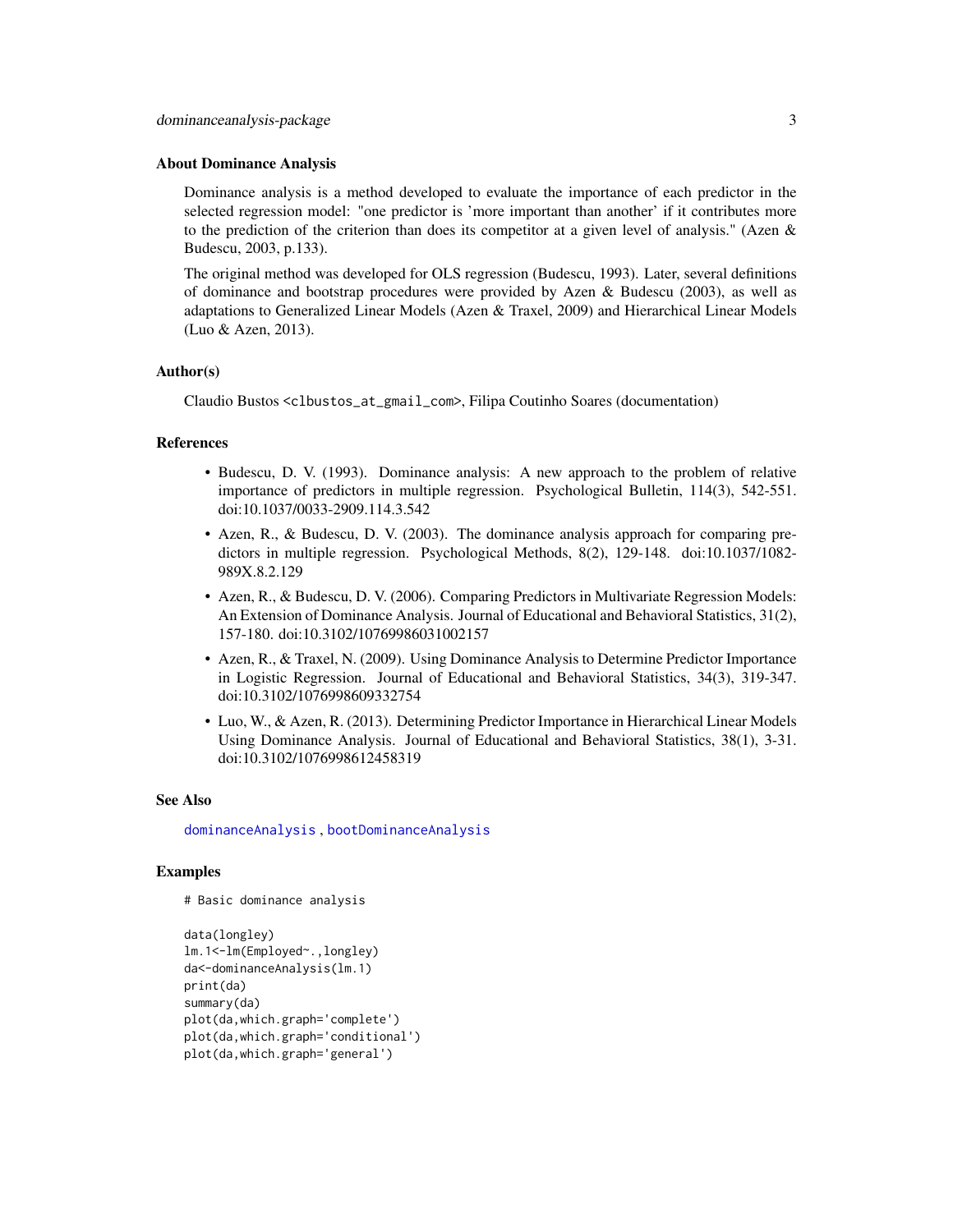## About Dominance Analysis

Dominance analysis is a method developed to evaluate the importance of each predictor in the selected regression model: "one predictor is 'more important than another' if it contributes more to the prediction of the criterion than does its competitor at a given level of analysis." (Azen & Budescu, 2003, p.133).

The original method was developed for OLS regression (Budescu, 1993). Later, several definitions of dominance and bootstrap procedures were provided by Azen & Budescu (2003), as well as adaptations to Generalized Linear Models (Azen & Traxel, 2009) and Hierarchical Linear Models (Luo & Azen, 2013).

## Author(s)

Claudio Bustos <clbustos_at_gmail_com>, Filipa Coutinho Soares (documentation)

## References

- Budescu, D. V. (1993). Dominance analysis: A new approach to the problem of relative importance of predictors in multiple regression. Psychological Bulletin, 114(3), 542-551. doi:10.1037/0033-2909.114.3.542
- Azen, R., & Budescu, D. V. (2003). The dominance analysis approach for comparing predictors in multiple regression. Psychological Methods, 8(2), 129-148. doi:10.1037/1082-989X.8.2.129
- Azen, R., & Budescu, D. V. (2006). Comparing Predictors in Multivariate Regression Models: An Extension of Dominance Analysis. Journal of Educational and Behavioral Statistics, 31(2), 157-180. doi:10.3102/10769986031002157
- Azen, R., & Traxel, N. (2009). Using Dominance Analysis to Determine Predictor Importance in Logistic Regression. Journal of Educational and Behavioral Statistics, 34(3), 319-347. doi:10.3102/1076998609332754
- Luo, W., & Azen, R. (2013). Determining Predictor Importance in Hierarchical Linear Models Using Dominance Analysis. Journal of Educational and Behavioral Statistics, 38(1), 3-31. doi:10.3102/1076998612458319

## See Also

dominanceAnalysis , bootDominanceAnalysis

## Examples

```
# Basic dominance analysis

data(longley)
lm.1<-lm(Employed~.,longley)
da<-dominanceAnalysis(lm.1)
print(da)
summary(da)
plot(da,which.graph='complete')
plot(da,which.graph='conditional')
plot(da,which.graph='general')
```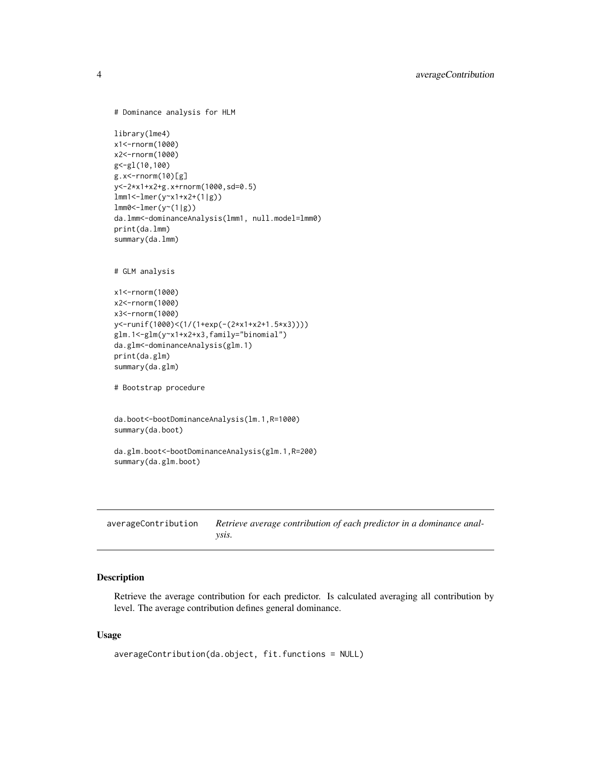```
# Dominance analysis for HLM

library(lme4)
x1<-rnorm(1000)
x2<-rnorm(1000)
g<-gl(10,100)
g.x<-rnorm(10)[g]
y<-2*x1+x2+g.x+rnorm(1000,sd=0.5)
lmm1<-lmer(y~x1+x2+(1|g))
lmm0<-lmer(y~(1|g))
da.lmm<-dominanceAnalysis(lmm1, null.model=lmm0)
print(da.lmm)
summary(da.lmm)


# GLM analysis

x1<-rnorm(1000)
x2<-rnorm(1000)
x3<-rnorm(1000)
y<-runif(1000)<(1/(1+exp(-(2*x1+x2+1.5*x3))))
glm.1<-glm(y~x1+x2+x3,family="binomial")
da.glm<-dominanceAnalysis(glm.1)
print(da.glm)
summary(da.glm)

# Bootstrap procedure


da.boot<-bootDominanceAnalysis(lm.1,R=1000)
summary(da.boot)

da.glm.boot<-bootDominanceAnalysis(glm.1,R=200)
summary(da.glm.boot)
```

## averageContribution — *Retrieve average contribution of each predictor in a dominance analysis.*

### Description

Retrieve the average contribution for each predictor. Is calculated averaging all contribution by level. The average contribution defines general dominance.

### Usage

```
averageContribution(da.object, fit.functions = NULL)
```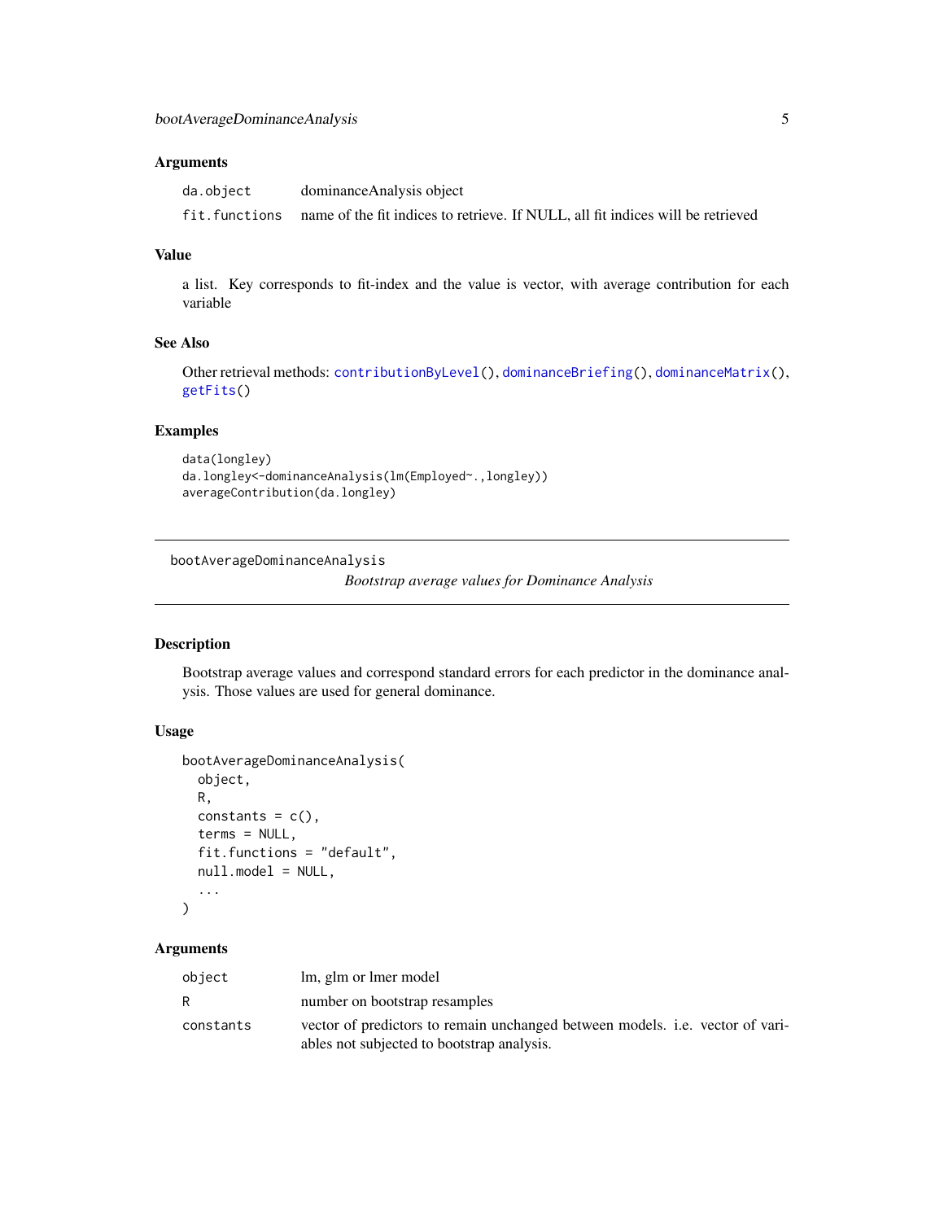### Arguments

| | |
|---|---|
| `da.object` | dominanceAnalysis object |
| `fit.functions` | name of the fit indices to retrieve. If NULL, all fit indices will be retrieved |

### Value

a list. Key corresponds to fit-index and the value is vector, with average contribution for each variable

### See Also

Other retrieval methods: `contributionByLevel()`, `dominanceBriefing()`, `dominanceMatrix()`, `getFits()`

### Examples

```
data(longley)
da.longley<-dominanceAnalysis(lm(Employed~.,longley))
averageContribution(da.longley)
```

---

## bootAverageDominanceAnalysis

*Bootstrap average values for Dominance Analysis*

---

### Description

Bootstrap average values and correspond standard errors for each predictor in the dominance analysis. Those values are used for general dominance.

### Usage

```
bootAverageDominanceAnalysis(
  object,
  R,
  constants = c(),
  terms = NULL,
  fit.functions = "default",
  null.model = NULL,
  ...
)
```

### Arguments

| | |
|---|---|
| `object` | lm, glm or lmer model |
| `R` | number on bootstrap resamples |
| `constants` | vector of predictors to remain unchanged between models. i.e. vector of variables not subjected to bootstrap analysis. |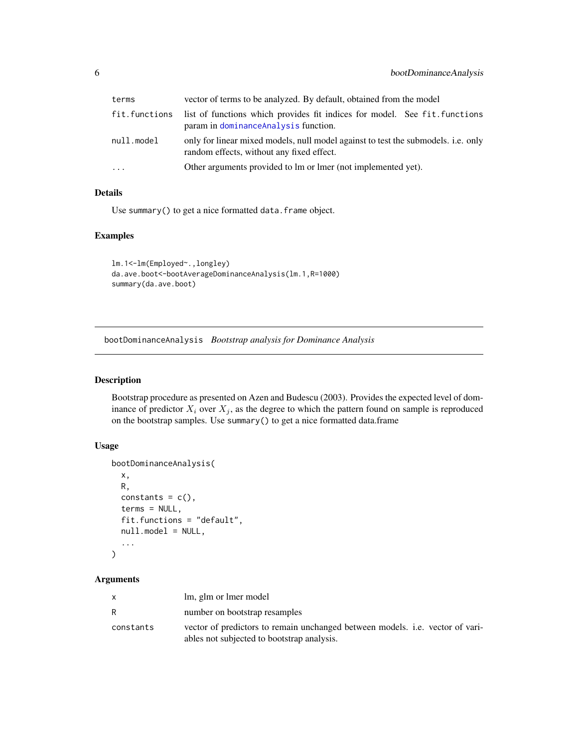| | |
|---|---|
| terms | vector of terms to be analyzed. By default, obtained from the model |
| fit.functions | list of functions which provides fit indices for model. See fit.functions param in dominanceAnalysis function. |
| null.model | only for linear mixed models, null model against to test the submodels. i.e. only random effects, without any fixed effect. |
| ... | Other arguments provided to lm or lmer (not implemented yet). |

### Details

Use summary() to get a nice formatted data.frame object.

### Examples

```
lm.1<-lm(Employed~.,longley)
da.ave.boot<-bootAverageDominanceAnalysis(lm.1,R=1000)
summary(da.ave.boot)
```

---

## bootDominanceAnalysis *Bootstrap analysis for Dominance Analysis*

### Description

Bootstrap procedure as presented on Azen and Budescu (2003). Provides the expected level of dominance of predictor $X_i$ over $X_j$, as the degree to which the pattern found on sample is reproduced on the bootstrap samples. Use summary() to get a nice formatted data.frame

### Usage

```
bootDominanceAnalysis(
  x,
  R,
  constants = c(),
  terms = NULL,
  fit.functions = "default",
  null.model = NULL,
  ...
)
```

### Arguments

| | |
|---|---|
| x | lm, glm or lmer model |
| R | number on bootstrap resamples |
| constants | vector of predictors to remain unchanged between models. i.e. vector of variables not subjected to bootstrap analysis. |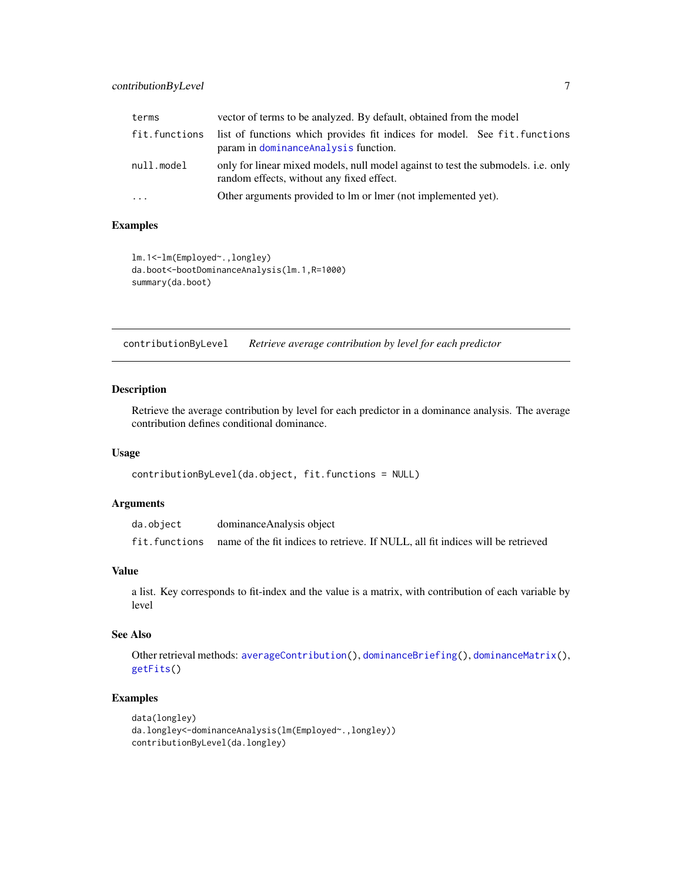| | |
|---|---|
| terms | vector of terms to be analyzed. By default, obtained from the model |
| fit.functions | list of functions which provides fit indices for model. See fit.functions param in dominanceAnalysis function. |
| null.model | only for linear mixed models, null model against to test the submodels. i.e. only random effects, without any fixed effect. |
| ... | Other arguments provided to lm or lmer (not implemented yet). |

### Examples

```
lm.1<-lm(Employed~.,longley)
da.boot<-bootDominanceAnalysis(lm.1,R=1000)
summary(da.boot)
```

---

## contributionByLevel &nbsp;&nbsp; *Retrieve average contribution by level for each predictor*

---

### Description

Retrieve the average contribution by level for each predictor in a dominance analysis. The average contribution defines conditional dominance.

### Usage

```
contributionByLevel(da.object, fit.functions = NULL)
```

### Arguments

| | |
|---|---|
| da.object | dominanceAnalysis object |
| fit.functions | name of the fit indices to retrieve. If NULL, all fit indices will be retrieved |

### Value

a list. Key corresponds to fit-index and the value is a matrix, with contribution of each variable by level

### See Also

Other retrieval methods: averageContribution(), dominanceBriefing(), dominanceMatrix(), getFits()

### Examples

```
data(longley)
da.longley<-dominanceAnalysis(lm(Employed~.,longley))
contributionByLevel(da.longley)
```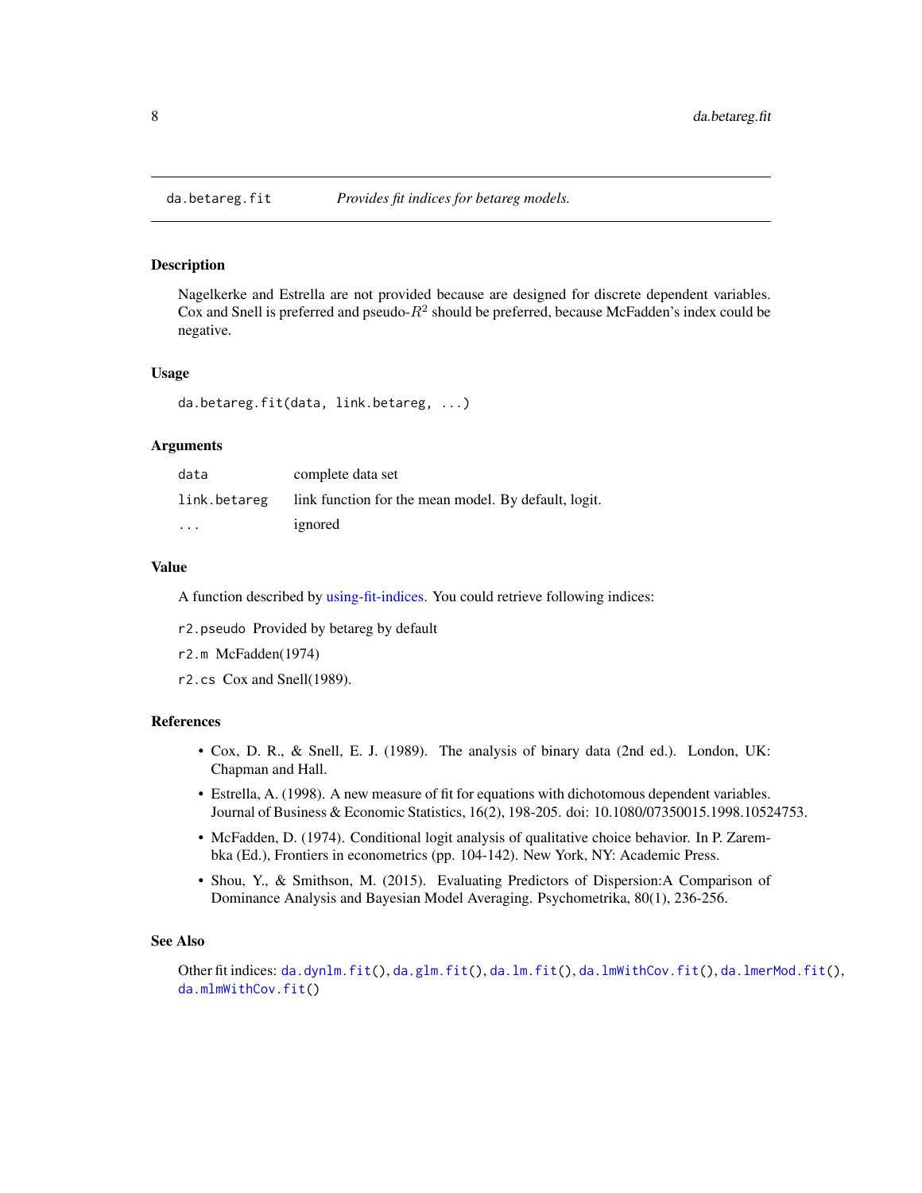# da.betareg.fit — *Provides fit indices for betareg models.*

## Description

Nagelkerke and Estrella are not provided because are designed for discrete dependent variables. Cox and Snell is preferred and pseudo-$R^2$ should be preferred, because McFadden's index could be negative.

## Usage

```
da.betareg.fit(data, link.betareg, ...)
```

## Arguments

| | |
|---|---|
| `data` | complete data set |
| `link.betareg` | link function for the mean model. By default, logit. |
| `...` | ignored |

## Value

A function described by using-fit-indices. You could retrieve following indices:

`r2.pseudo` Provided by betareg by default

`r2.m` McFadden(1974)

`r2.cs` Cox and Snell(1989).

## References

- Cox, D. R., & Snell, E. J. (1989). The analysis of binary data (2nd ed.). London, UK: Chapman and Hall.
- Estrella, A. (1998). A new measure of fit for equations with dichotomous dependent variables. Journal of Business & Economic Statistics, 16(2), 198-205. doi: 10.1080/07350015.1998.10524753.
- McFadden, D. (1974). Conditional logit analysis of qualitative choice behavior. In P. Zarembka (Ed.), Frontiers in econometrics (pp. 104-142). New York, NY: Academic Press.
- Shou, Y., & Smithson, M. (2015). Evaluating Predictors of Dispersion:A Comparison of Dominance Analysis and Bayesian Model Averaging. Psychometrika, 80(1), 236-256.

## See Also

Other fit indices: `da.dynlm.fit()`, `da.glm.fit()`, `da.lm.fit()`, `da.lmWithCov.fit()`, `da.lmerMod.fit()`, `da.mlmWithCov.fit()`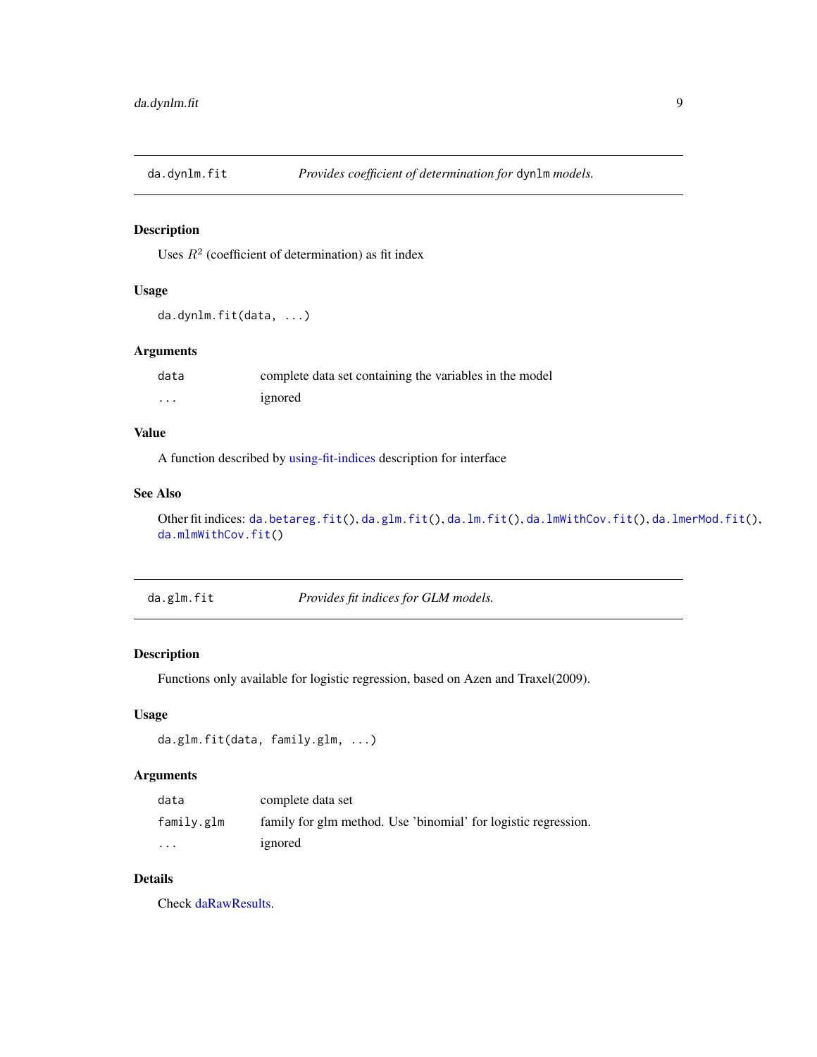## da.dynlm.fit — *Provides coefficient of determination for* `dynlm` *models.*

### Description

Uses $R^2$ (coefficient of determination) as fit index

### Usage

```
da.dynlm.fit(data, ...)
```

### Arguments

| | |
|---|---|
| `data` | complete data set containing the variables in the model |
| `...` | ignored |

### Value

A function described by using-fit-indices description for interface

### See Also

Other fit indices: `da.betareg.fit()`, `da.glm.fit()`, `da.lm.fit()`, `da.lmWithCov.fit()`, `da.lmerMod.fit()`, `da.mlmWithCov.fit()`

## da.glm.fit — *Provides fit indices for GLM models.*

### Description

Functions only available for logistic regression, based on Azen and Traxel(2009).

### Usage

```
da.glm.fit(data, family.glm, ...)
```

### Arguments

| | |
|---|---|
| `data` | complete data set |
| `family.glm` | family for glm method. Use 'binomial' for logistic regression. |
| `...` | ignored |

### Details

Check daRawResults.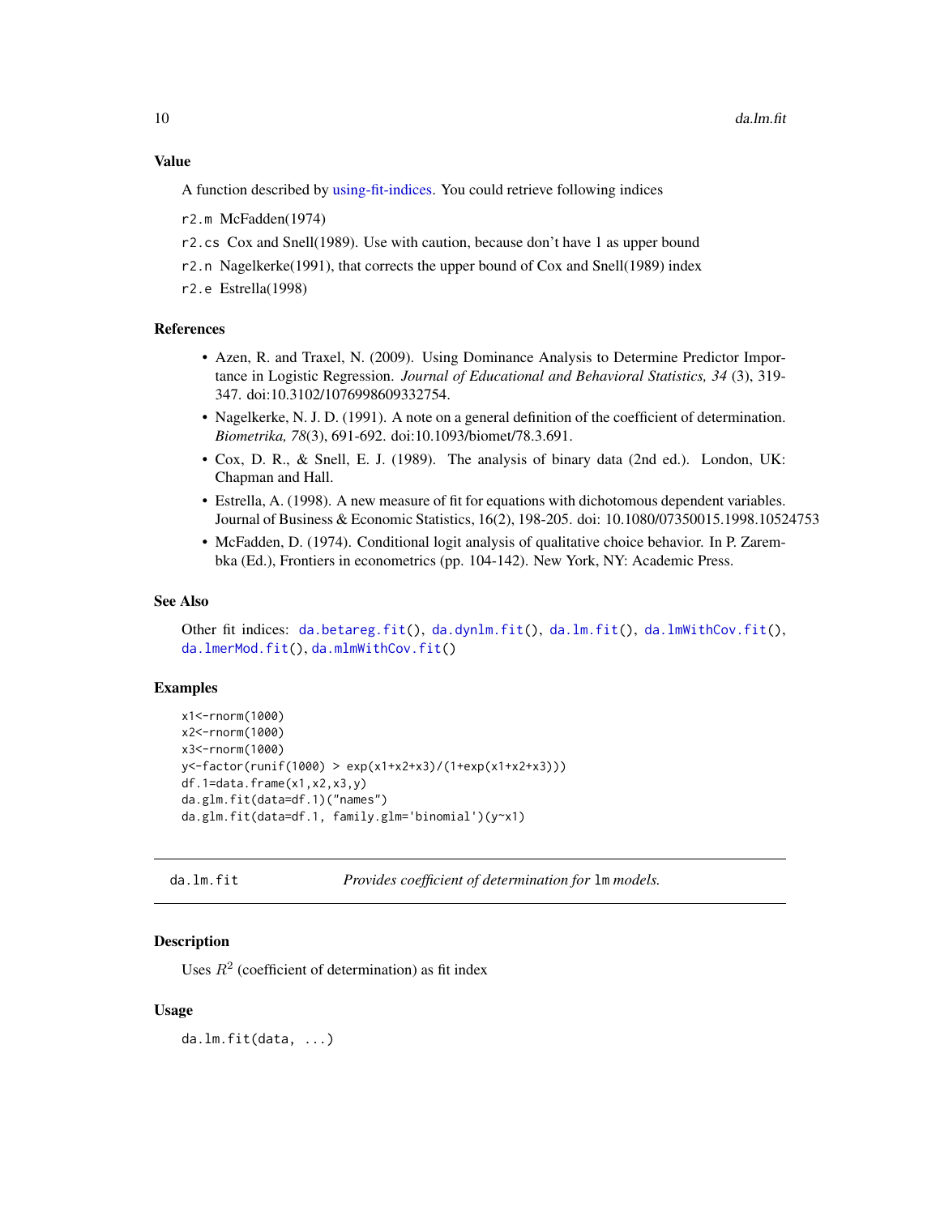### Value

A function described by using-fit-indices. You could retrieve following indices

r2.m McFadden(1974)

r2.cs Cox and Snell(1989). Use with caution, because don't have 1 as upper bound

r2.n Nagelkerke(1991), that corrects the upper bound of Cox and Snell(1989) index

r2.e Estrella(1998)

### References

- Azen, R. and Traxel, N. (2009). Using Dominance Analysis to Determine Predictor Importance in Logistic Regression. *Journal of Educational and Behavioral Statistics, 34* (3), 319-347. doi:10.3102/1076998609332754.
- Nagelkerke, N. J. D. (1991). A note on a general definition of the coefficient of determination. *Biometrika, 78*(3), 691-692. doi:10.1093/biomet/78.3.691.
- Cox, D. R., & Snell, E. J. (1989). The analysis of binary data (2nd ed.). London, UK: Chapman and Hall.
- Estrella, A. (1998). A new measure of fit for equations with dichotomous dependent variables. Journal of Business & Economic Statistics, 16(2), 198-205. doi: 10.1080/07350015.1998.10524753
- McFadden, D. (1974). Conditional logit analysis of qualitative choice behavior. In P. Zarembka (Ed.), Frontiers in econometrics (pp. 104-142). New York, NY: Academic Press.

### See Also

Other fit indices: da.betareg.fit(), da.dynlm.fit(), da.lm.fit(), da.lmWithCov.fit(), da.lmerMod.fit(), da.mlmWithCov.fit()

### Examples

```
x1<-rnorm(1000)
x2<-rnorm(1000)
x3<-rnorm(1000)
y<-factor(runif(1000) > exp(x1+x2+x3)/(1+exp(x1+x2+x3)))
df.1=data.frame(x1,x2,x3,y)
da.glm.fit(data=df.1)("names")
da.glm.fit(data=df.1, family.glm='binomial')(y~x1)
```

---

## da.lm.fit — *Provides coefficient of determination for* lm *models.*

### Description

Uses $R^2$ (coefficient of determination) as fit index

### Usage

```
da.lm.fit(data, ...)
```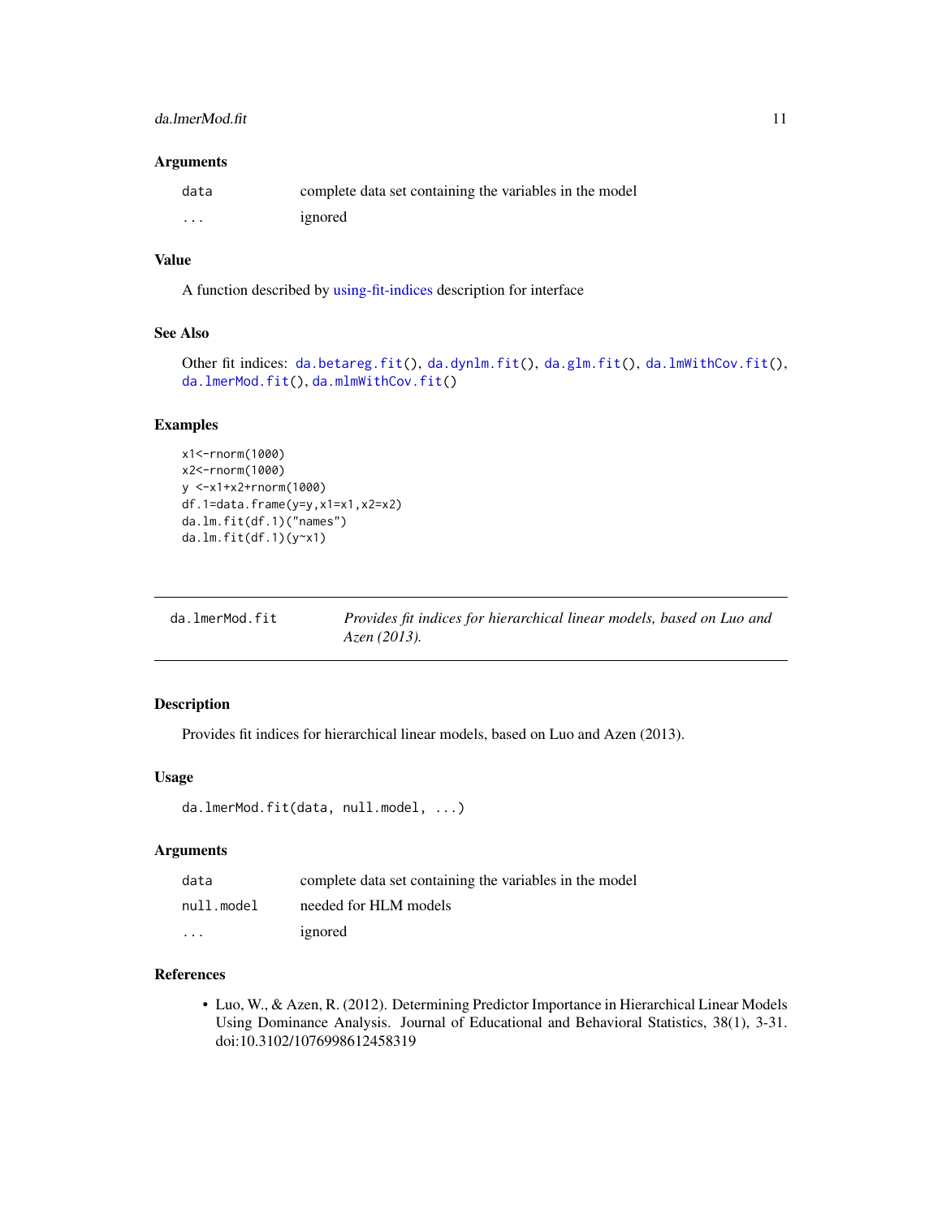### Arguments

| | |
|---|---|
| `data` | complete data set containing the variables in the model |
| `...` | ignored |

### Value

A function described by using-fit-indices description for interface

### See Also

Other fit indices: `da.betareg.fit()`, `da.dynlm.fit()`, `da.glm.fit()`, `da.lmWithCov.fit()`, `da.lmerMod.fit()`, `da.mlmWithCov.fit()`

### Examples

```
x1<-rnorm(1000)
x2<-rnorm(1000)
y <-x1+x2+rnorm(1000)
df.1=data.frame(y=y,x1=x1,x2=x2)
da.lm.fit(df.1)("names")
da.lm.fit(df.1)(y~x1)
```

---

## `da.lmerMod.fit` — *Provides fit indices for hierarchical linear models, based on Luo and Azen (2013).*

---

### Description

Provides fit indices for hierarchical linear models, based on Luo and Azen (2013).

### Usage

```
da.lmerMod.fit(data, null.model, ...)
```

### Arguments

| | |
|---|---|
| `data` | complete data set containing the variables in the model |
| `null.model` | needed for HLM models |
| `...` | ignored |

### References

- Luo, W., & Azen, R. (2012). Determining Predictor Importance in Hierarchical Linear Models Using Dominance Analysis. Journal of Educational and Behavioral Statistics, 38(1), 3-31. doi:10.3102/1076998612458319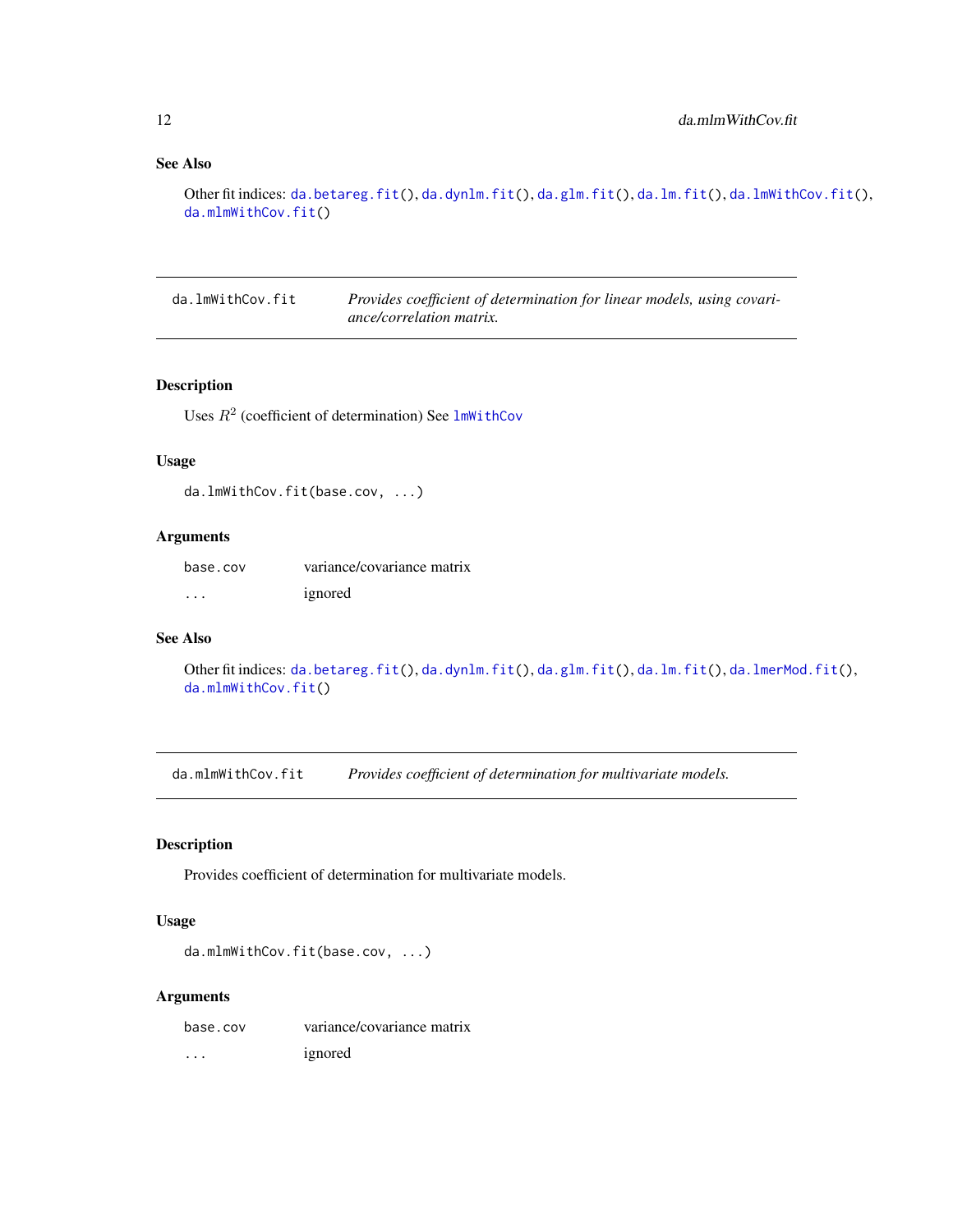### See Also

Other fit indices: da.betareg.fit(), da.dynlm.fit(), da.glm.fit(), da.lm.fit(), da.lmWithCov.fit(), da.mlmWithCov.fit()

---

## da.lmWithCov.fit — *Provides coefficient of determination for linear models, using covariance/correlation matrix.*

### Description

Uses $R^2$ (coefficient of determination) See lmWithCov

### Usage

```
da.lmWithCov.fit(base.cov, ...)
```

### Arguments

| | |
|---|---|
| base.cov | variance/covariance matrix |
| ... | ignored |

### See Also

Other fit indices: da.betareg.fit(), da.dynlm.fit(), da.glm.fit(), da.lm.fit(), da.lmerMod.fit(), da.mlmWithCov.fit()

---

## da.mlmWithCov.fit — *Provides coefficient of determination for multivariate models.*

### Description

Provides coefficient of determination for multivariate models.

### Usage

```
da.mlmWithCov.fit(base.cov, ...)
```

### Arguments

| | |
|---|---|
| base.cov | variance/covariance matrix |
| ... | ignored |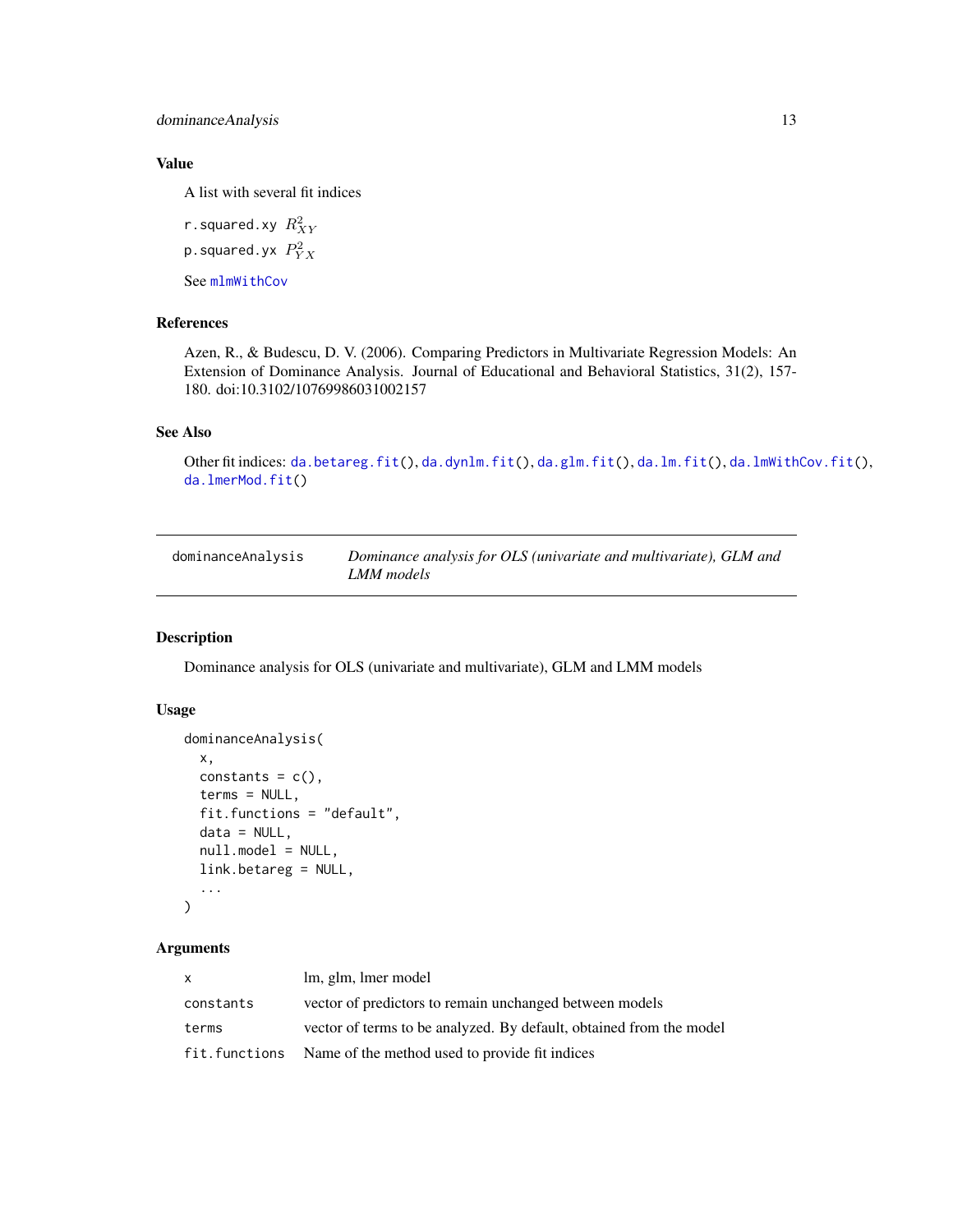### Value

A list with several fit indices

r.squared.xy $R^2_{XY}$

p.squared.yx $P^2_{YX}$

See mlmWithCov

### References

Azen, R., & Budescu, D. V. (2006). Comparing Predictors in Multivariate Regression Models: An Extension of Dominance Analysis. Journal of Educational and Behavioral Statistics, 31(2), 157-180. doi:10.3102/10769986031002157

### See Also

Other fit indices: da.betareg.fit(), da.dynlm.fit(), da.glm.fit(), da.lm.fit(), da.lmWithCov.fit(), da.lmerMod.fit()

---

## dominanceAnalysis — *Dominance analysis for OLS (univariate and multivariate), GLM and LMM models*

### Description

Dominance analysis for OLS (univariate and multivariate), GLM and LMM models

### Usage

```
dominanceAnalysis(
  x,
  constants = c(),
  terms = NULL,
  fit.functions = "default",
  data = NULL,
  null.model = NULL,
  link.betareg = NULL,
  ...
)
```

### Arguments

| | |
|---|---|
| x | lm, glm, lmer model |
| constants | vector of predictors to remain unchanged between models |
| terms | vector of terms to be analyzed. By default, obtained from the model |
| fit.functions | Name of the method used to provide fit indices |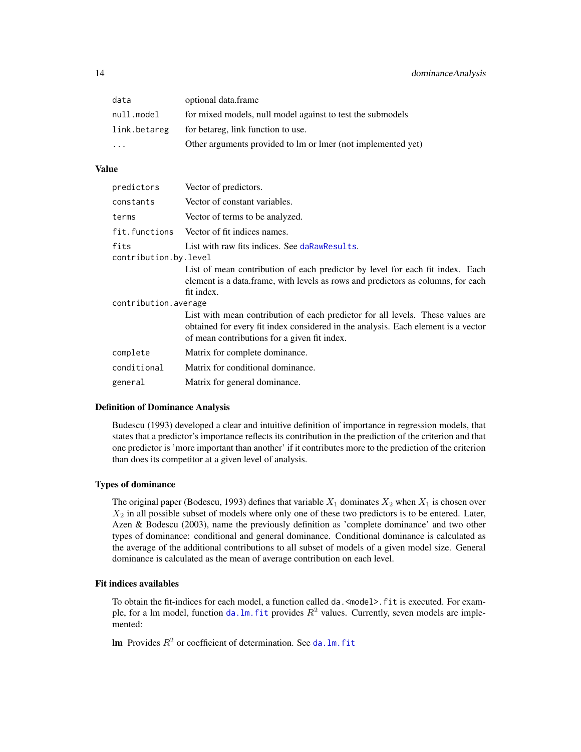| | |
|---|---|
| `data` | optional data.frame |
| `null.model` | for mixed models, null model against to test the submodels |
| `link.betareg` | for betareg, link function to use. |
| `...` | Other arguments provided to lm or lmer (not implemented yet) |

### Value

| | |
|---|---|
| `predictors` | Vector of predictors. |
| `constants` | Vector of constant variables. |
| `terms` | Vector of terms to be analyzed. |
| `fit.functions` | Vector of fit indices names. |
| `fits` | List with raw fits indices. See `daRawResults`. |
| `contribution.by.level` | List of mean contribution of each predictor by level for each fit index. Each element is a data.frame, with levels as rows and predictors as columns, for each fit index. |
| `contribution.average` | List with mean contribution of each predictor for all levels. These values are obtained for every fit index considered in the analysis. Each element is a vector of mean contributions for a given fit index. |
| `complete` | Matrix for complete dominance. |
| `conditional` | Matrix for conditional dominance. |
| `general` | Matrix for general dominance. |

### Definition of Dominance Analysis

Budescu (1993) developed a clear and intuitive definition of importance in regression models, that states that a predictor's importance reflects its contribution in the prediction of the criterion and that one predictor is 'more important than another' if it contributes more to the prediction of the criterion than does its competitor at a given level of analysis.

### Types of dominance

The original paper (Bodescu, 1993) defines that variable $X_1$ dominates $X_2$ when $X_1$ is chosen over $X_2$ in all possible subset of models where only one of these two predictors is to be entered. Later, Azen & Bodescu (2003), name the previously definition as 'complete dominance' and two other types of dominance: conditional and general dominance. Conditional dominance is calculated as the average of the additional contributions to all subset of models of a given model size. General dominance is calculated as the mean of average contribution on each level.

### Fit indices availables

To obtain the fit-indices for each model, a function called `da.<model>.fit` is executed. For example, for a lm model, function `da.lm.fit` provides $R^2$ values. Currently, seven models are implemented:

**lm** Provides $R^2$ or coefficient of determination. See `da.lm.fit`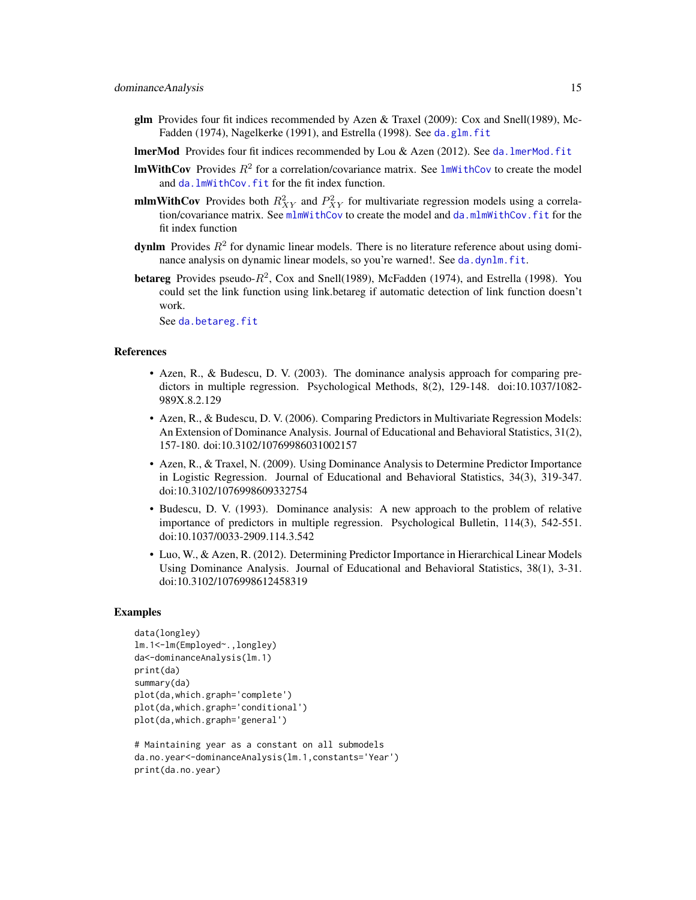**glm** Provides four fit indices recommended by Azen & Traxel (2009): Cox and Snell(1989), McFadden (1974), Nagelkerke (1991), and Estrella (1998). See `da.glm.fit`

**lmerMod** Provides four fit indices recommended by Lou & Azen (2012). See `da.lmerMod.fit`

**lmWithCov** Provides $R^2$ for a correlation/covariance matrix. See `lmWithCov` to create the model and `da.lmWithCov.fit` for the fit index function.

**mlmWithCov** Provides both $R^2_{XY}$ and $P^2_{XY}$ for multivariate regression models using a correlation/covariance matrix. See `mlmWithCov` to create the model and `da.mlmWithCov.fit` for the fit index function

**dynlm** Provides $R^2$ for dynamic linear models. There is no literature reference about using dominance analysis on dynamic linear models, so you're warned!. See `da.dynlm.fit`.

**betareg** Provides pseudo-$R^2$, Cox and Snell(1989), McFadden (1974), and Estrella (1998). You could set the link function using link.betareg if automatic detection of link function doesn't work.

See `da.betareg.fit`

## References

- Azen, R., & Budescu, D. V. (2003). The dominance analysis approach for comparing predictors in multiple regression. Psychological Methods, 8(2), 129-148. doi:10.1037/1082-989X.8.2.129
- Azen, R., & Budescu, D. V. (2006). Comparing Predictors in Multivariate Regression Models: An Extension of Dominance Analysis. Journal of Educational and Behavioral Statistics, 31(2), 157-180. doi:10.3102/10769986031002157
- Azen, R., & Traxel, N. (2009). Using Dominance Analysis to Determine Predictor Importance in Logistic Regression. Journal of Educational and Behavioral Statistics, 34(3), 319-347. doi:10.3102/1076998609332754
- Budescu, D. V. (1993). Dominance analysis: A new approach to the problem of relative importance of predictors in multiple regression. Psychological Bulletin, 114(3), 542-551. doi:10.1037/0033-2909.114.3.542
- Luo, W., & Azen, R. (2012). Determining Predictor Importance in Hierarchical Linear Models Using Dominance Analysis. Journal of Educational and Behavioral Statistics, 38(1), 3-31. doi:10.3102/1076998612458319

## Examples

```
data(longley)
lm.1<-lm(Employed~.,longley)
da<-dominanceAnalysis(lm.1)
print(da)
summary(da)
plot(da,which.graph='complete')
plot(da,which.graph='conditional')
plot(da,which.graph='general')

# Maintaining year as a constant on all submodels
da.no.year<-dominanceAnalysis(lm.1,constants='Year')
print(da.no.year)
```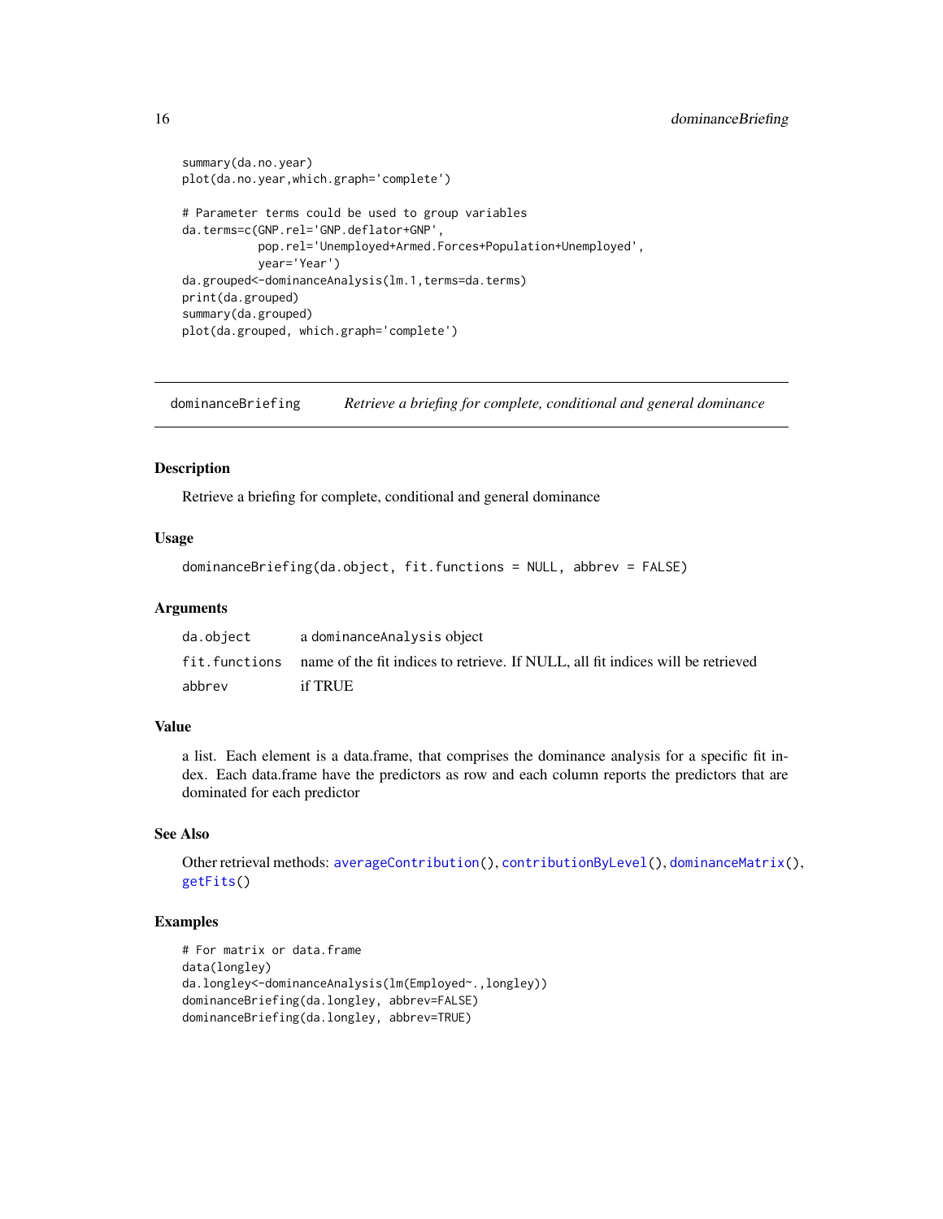```
summary(da.no.year)
plot(da.no.year,which.graph='complete')

# Parameter terms could be used to group variables
da.terms=c(GNP.rel='GNP.deflator+GNP',
           pop.rel='Unemployed+Armed.Forces+Population+Unemployed',
           year='Year')
da.grouped<-dominanceAnalysis(lm.1,terms=da.terms)
print(da.grouped)
summary(da.grouped)
plot(da.grouped, which.graph='complete')
```

## dominanceBriefing    *Retrieve a briefing for complete, conditional and general dominance*

### Description

Retrieve a briefing for complete, conditional and general dominance

### Usage

```
dominanceBriefing(da.object, fit.functions = NULL, abbrev = FALSE)
```

### Arguments

| | |
|---|---|
| da.object | a dominanceAnalysis object |
| fit.functions | name of the fit indices to retrieve. If NULL, all fit indices will be retrieved |
| abbrev | if TRUE |

### Value

a list. Each element is a data.frame, that comprises the dominance analysis for a specific fit index. Each data.frame have the predictors as row and each column reports the predictors that are dominated for each predictor

### See Also

Other retrieval methods: averageContribution(), contributionByLevel(), dominanceMatrix(), getFits()

### Examples

```
# For matrix or data.frame
data(longley)
da.longley<-dominanceAnalysis(lm(Employed~.,longley))
dominanceBriefing(da.longley, abbrev=FALSE)
dominanceBriefing(da.longley, abbrev=TRUE)
```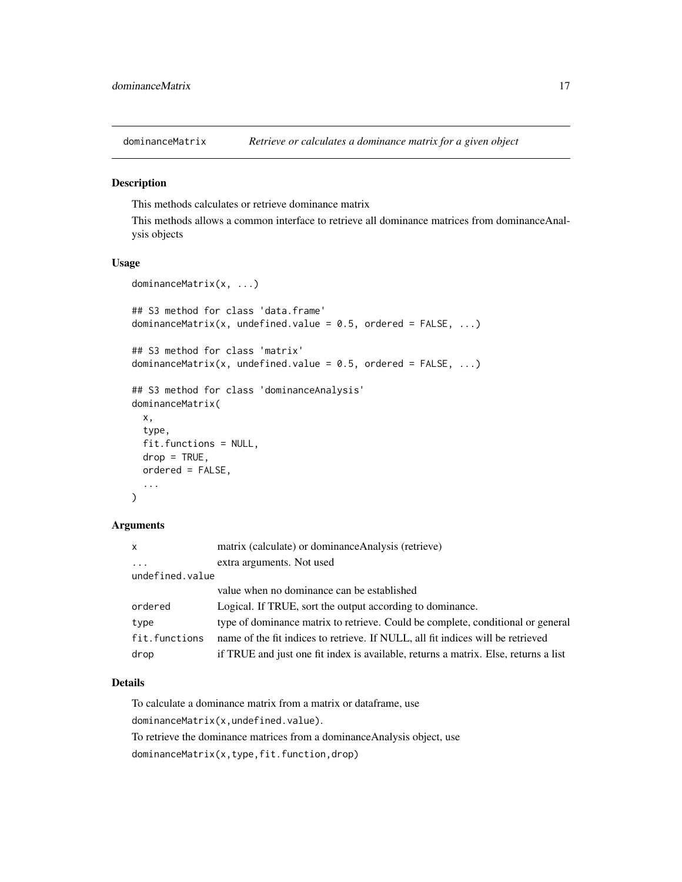# dominanceMatrix — *Retrieve or calculates a dominance matrix for a given object*

## Description

This methods calculates or retrieve dominance matrix

This methods allows a common interface to retrieve all dominance matrices from dominanceAnalysis objects

## Usage

```
dominanceMatrix(x, ...)

## S3 method for class 'data.frame'
dominanceMatrix(x, undefined.value = 0.5, ordered = FALSE, ...)

## S3 method for class 'matrix'
dominanceMatrix(x, undefined.value = 0.5, ordered = FALSE, ...)

## S3 method for class 'dominanceAnalysis'
dominanceMatrix(
  x,
  type,
  fit.functions = NULL,
  drop = TRUE,
  ordered = FALSE,
  ...
)
```

## Arguments

| | |
|---|---|
| `x` | matrix (calculate) or dominanceAnalysis (retrieve) |
| `...` | extra arguments. Not used |
| `undefined.value` | value when no dominance can be established |
| `ordered` | Logical. If TRUE, sort the output according to dominance. |
| `type` | type of dominance matrix to retrieve. Could be complete, conditional or general |
| `fit.functions` | name of the fit indices to retrieve. If NULL, all fit indices will be retrieved |
| `drop` | if TRUE and just one fit index is available, returns a matrix. Else, returns a list |

## Details

To calculate a dominance matrix from a matrix or dataframe, use

`dominanceMatrix(x,undefined.value)`.

To retrieve the dominance matrices from a dominanceAnalysis object, use

`dominanceMatrix(x,type,fit.function,drop)`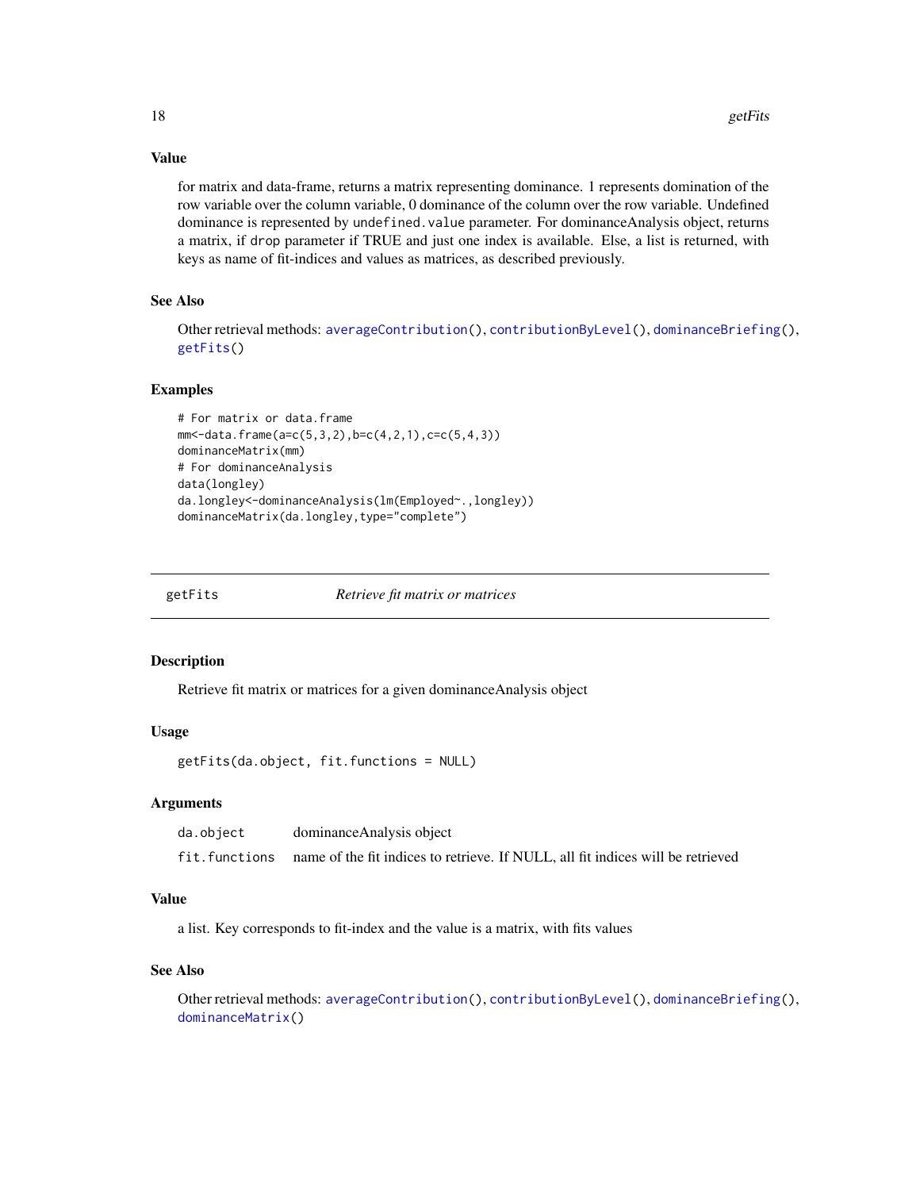### Value

for matrix and data-frame, returns a matrix representing dominance. 1 represents domination of the row variable over the column variable, 0 dominance of the column over the row variable. Undefined dominance is represented by `undefined.value` parameter. For dominanceAnalysis object, returns a matrix, if `drop` parameter if TRUE and just one index is available. Else, a list is returned, with keys as name of fit-indices and values as matrices, as described previously.

### See Also

Other retrieval methods: `averageContribution()`, `contributionByLevel()`, `dominanceBriefing()`, `getFits()`

### Examples

```
# For matrix or data.frame
mm<-data.frame(a=c(5,3,2),b=c(4,2,1),c=c(5,4,3))
dominanceMatrix(mm)
# For dominanceAnalysis
data(longley)
da.longley<-dominanceAnalysis(lm(Employed~.,longley))
dominanceMatrix(da.longley,type="complete")
```

---

## getFits *Retrieve fit matrix or matrices*

### Description

Retrieve fit matrix or matrices for a given dominanceAnalysis object

### Usage

```
getFits(da.object, fit.functions = NULL)
```

### Arguments

| | |
|---|---|
| `da.object` | dominanceAnalysis object |
| `fit.functions` | name of the fit indices to retrieve. If NULL, all fit indices will be retrieved |

### Value

a list. Key corresponds to fit-index and the value is a matrix, with fits values

### See Also

Other retrieval methods: `averageContribution()`, `contributionByLevel()`, `dominanceBriefing()`, `dominanceMatrix()`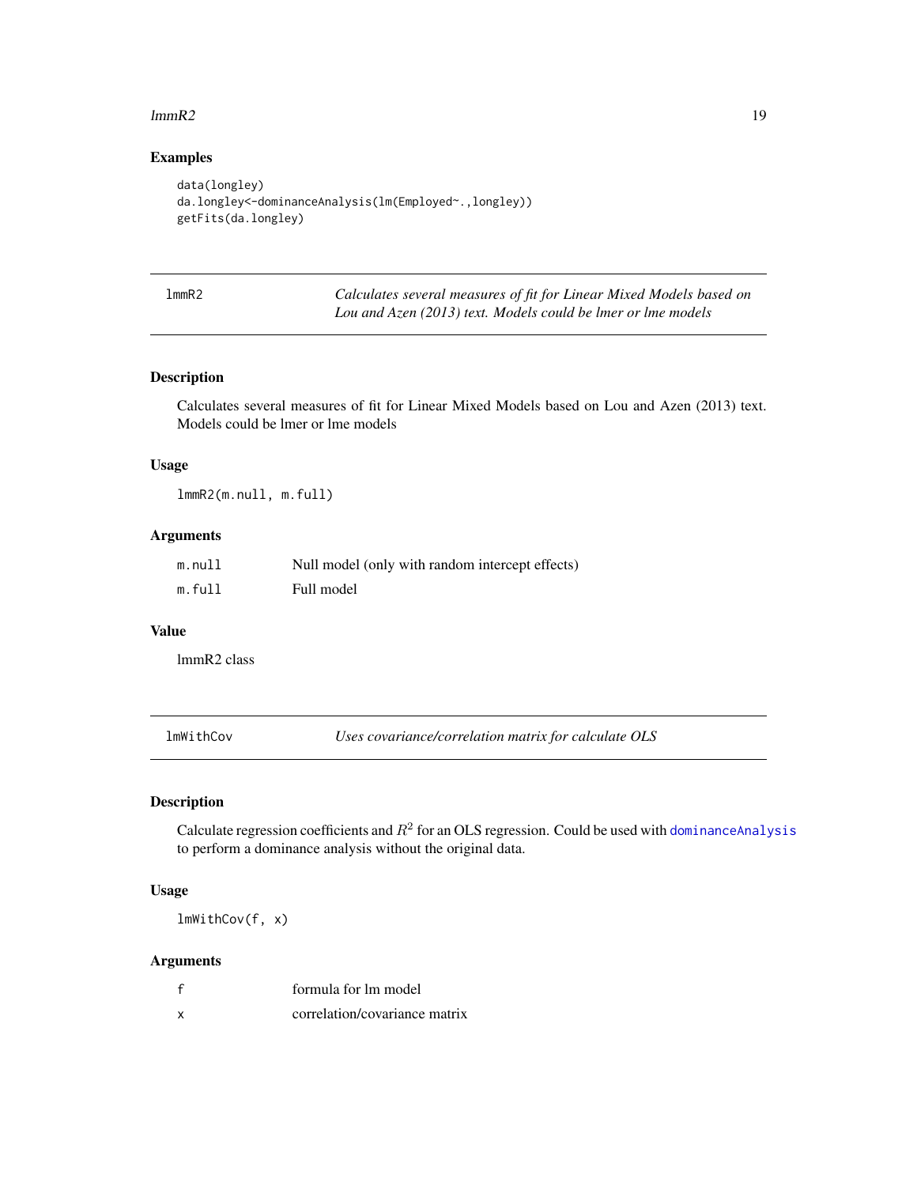## Examples

```
data(longley)
da.longley<-dominanceAnalysis(lm(Employed~.,longley))
getFits(da.longley)
```

---

## lmmR2 — *Calculates several measures of fit for Linear Mixed Models based on Lou and Azen (2013) text. Models could be lmer or lme models*

### Description

Calculates several measures of fit for Linear Mixed Models based on Lou and Azen (2013) text. Models could be lmer or lme models

### Usage

```
lmmR2(m.null, m.full)
```

### Arguments

| | |
|---|---|
| m.null | Null model (only with random intercept effects) |
| m.full | Full model |

### Value

lmmR2 class

---

## lmWithCov — *Uses covariance/correlation matrix for calculate OLS*

### Description

Calculate regression coefficients and $R^2$ for an OLS regression. Could be used with `dominanceAnalysis` to perform a dominance analysis without the original data.

### Usage

```
lmWithCov(f, x)
```

### Arguments

| | |
|---|---|
| f | formula for lm model |
| x | correlation/covariance matrix |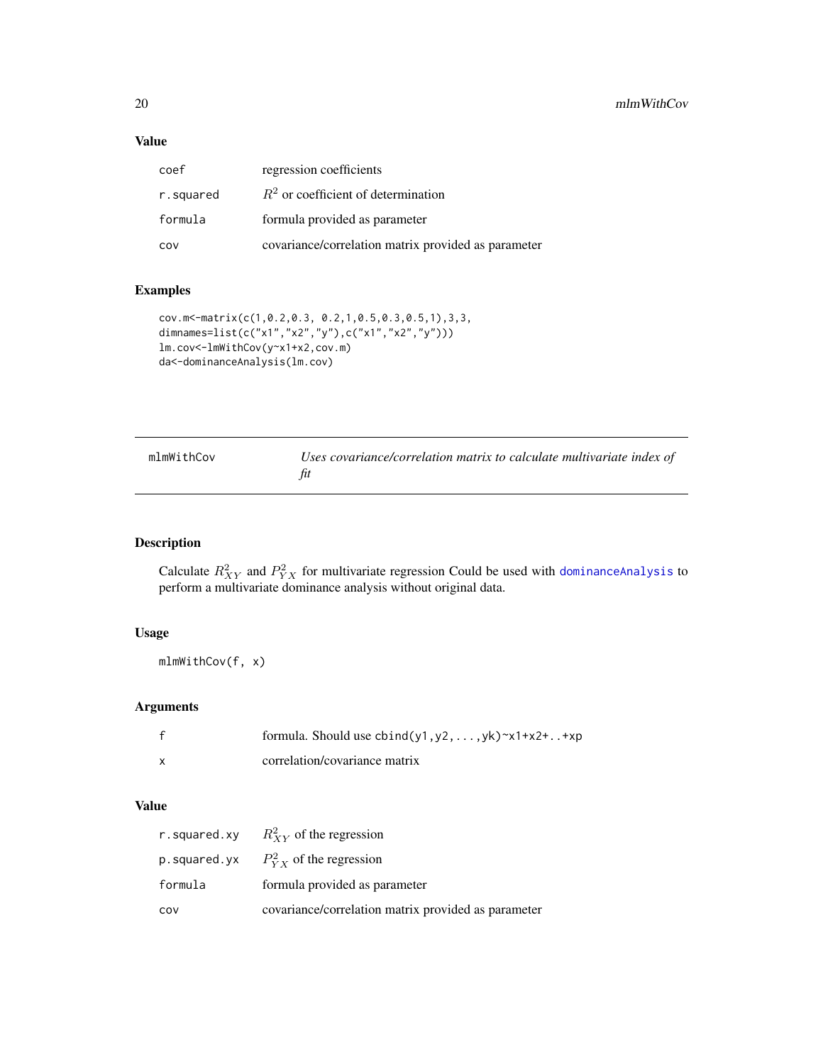### Value

| | |
|---|---|
| coef | regression coefficients |
| r.squared | $R^2$ or coefficient of determination |
| formula | formula provided as parameter |
| cov | covariance/correlation matrix provided as parameter |

### Examples

```
cov.m<-matrix(c(1,0.2,0.3, 0.2,1,0.5,0.3,0.5,1),3,3,
dimnames=list(c("x1","x2","y"),c("x1","x2","y")))
lm.cov<-lmWithCov(y~x1+x2,cov.m)
da<-dominanceAnalysis(lm.cov)
```

---

## mlmWithCov — *Uses covariance/correlation matrix to calculate multivariate index of fit*

### Description

Calculate $R^2_{XY}$ and $P^2_{YX}$ for multivariate regression Could be used with dominanceAnalysis to perform a multivariate dominance analysis without original data.

### Usage

```
mlmWithCov(f, x)
```

### Arguments

| | |
|---|---|
| f | formula. Should use `cbind(y1,y2,...,yk)~x1+x2+..+xp` |
| x | correlation/covariance matrix |

### Value

| | |
|---|---|
| r.squared.xy | $R^2_{XY}$ of the regression |
| p.squared.yx | $P^2_{YX}$ of the regression |
| formula | formula provided as parameter |
| cov | covariance/correlation matrix provided as parameter |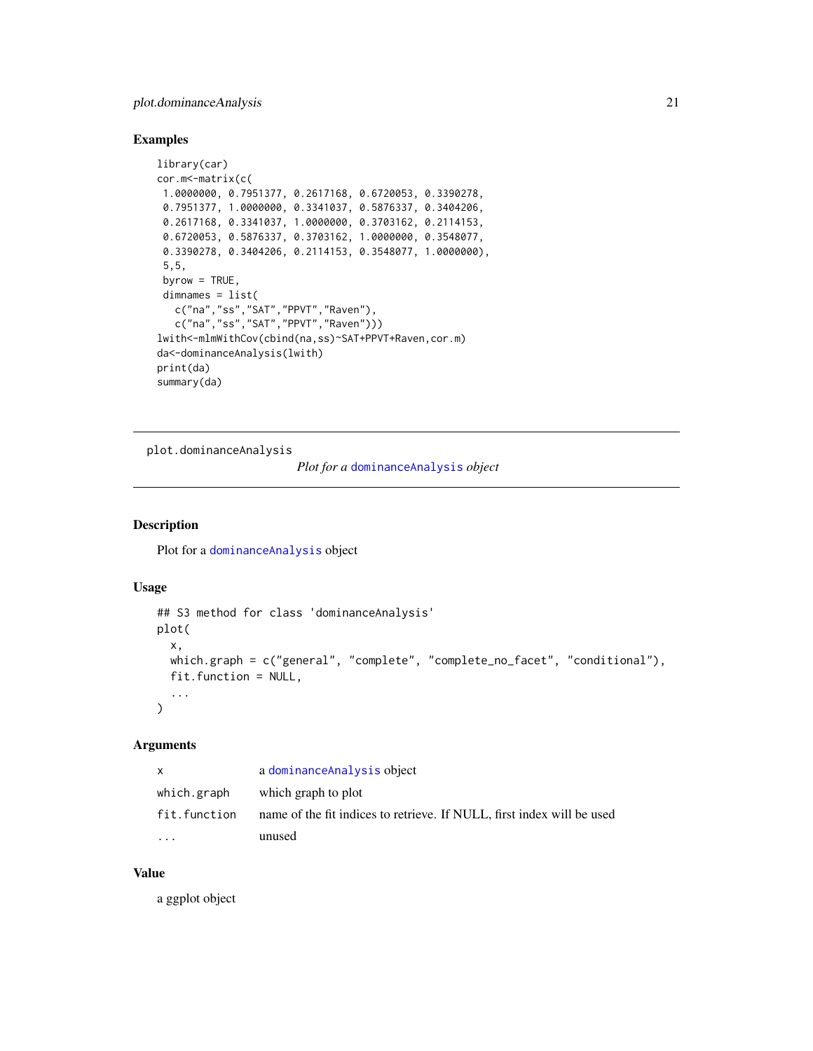### Examples

```
library(car)
cor.m<-matrix(c(
 1.0000000, 0.7951377, 0.2617168, 0.6720053, 0.3390278,
 0.7951377, 1.0000000, 0.3341037, 0.5876337, 0.3404206,
 0.2617168, 0.3341037, 1.0000000, 0.3703162, 0.2114153,
 0.6720053, 0.5876337, 0.3703162, 1.0000000, 0.3548077,
 0.3390278, 0.3404206, 0.2114153, 0.3548077, 1.0000000),
 5,5,
 byrow = TRUE,
 dimnames = list(
   c("na","ss","SAT","PPVT","Raven"),
   c("na","ss","SAT","PPVT","Raven")))
lwith<-mlmWithCov(cbind(na,ss)~SAT+PPVT+Raven,cor.m)
da<-dominanceAnalysis(lwith)
print(da)
summary(da)
```

---

## plot.dominanceAnalysis

*Plot for a `dominanceAnalysis` object*

---

### Description

Plot for a `dominanceAnalysis` object

### Usage

```
## S3 method for class 'dominanceAnalysis'
plot(
  x,
  which.graph = c("general", "complete", "complete_no_facet", "conditional"),
  fit.function = NULL,
  ...
)
```

### Arguments

| | |
|---|---|
| `x` | a `dominanceAnalysis` object |
| `which.graph` | which graph to plot |
| `fit.function` | name of the fit indices to retrieve. If NULL, first index will be used |
| `...` | unused |

### Value

a ggplot object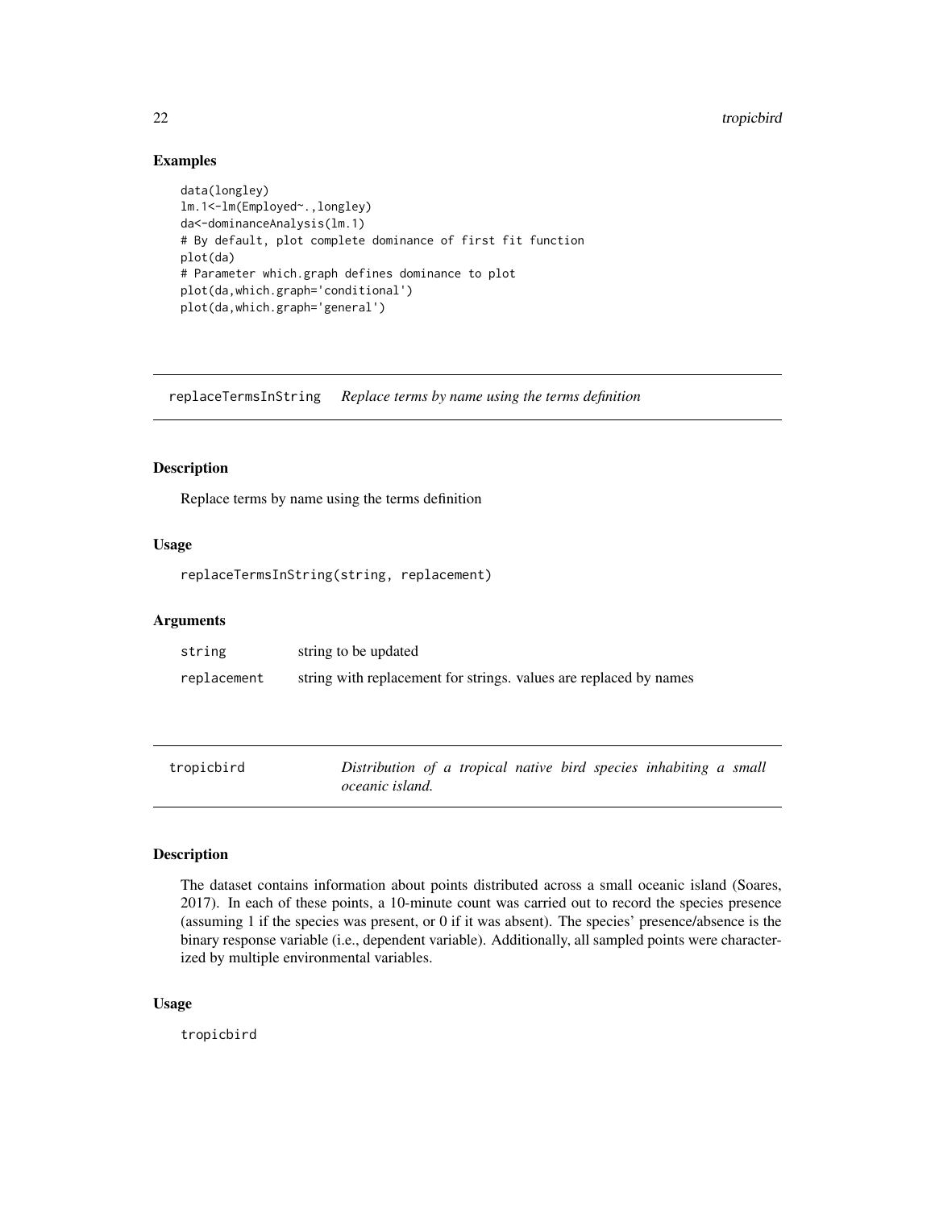### Examples

```
data(longley)
lm.1<-lm(Employed~.,longley)
da<-dominanceAnalysis(lm.1)
# By default, plot complete dominance of first fit function
plot(da)
# Parameter which.graph defines dominance to plot
plot(da,which.graph='conditional')
plot(da,which.graph='general')
```

---

## replaceTermsInString *Replace terms by name using the terms definition*

### Description

Replace terms by name using the terms definition

### Usage

```
replaceTermsInString(string, replacement)
```

### Arguments

| | |
|---|---|
| string | string to be updated |
| replacement | string with replacement for strings. values are replaced by names |

---

## tropicbird *Distribution of a tropical native bird species inhabiting a small oceanic island.*

### Description

The dataset contains information about points distributed across a small oceanic island (Soares, 2017). In each of these points, a 10-minute count was carried out to record the species presence (assuming 1 if the species was present, or 0 if it was absent). The species' presence/absence is the binary response variable (i.e., dependent variable). Additionally, all sampled points were characterized by multiple environmental variables.

### Usage

```
tropicbird
```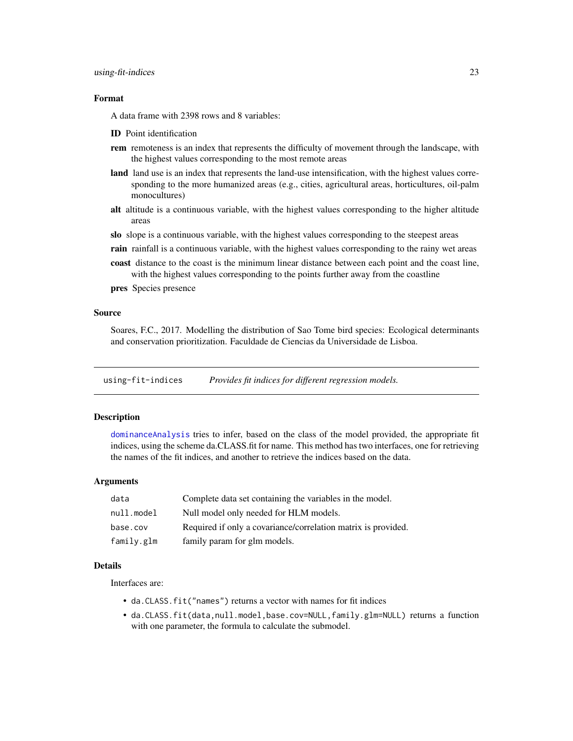### Format

A data frame with 2398 rows and 8 variables:

**ID** Point identification

**rem** remoteness is an index that represents the difficulty of movement through the landscape, with the highest values corresponding to the most remote areas

**land** land use is an index that represents the land-use intensification, with the highest values corresponding to the more humanized areas (e.g., cities, agricultural areas, horticultures, oil-palm monocultures)

**alt** altitude is a continuous variable, with the highest values corresponding to the higher altitude areas

**slo** slope is a continuous variable, with the highest values corresponding to the steepest areas

**rain** rainfall is a continuous variable, with the highest values corresponding to the rainy wet areas

**coast** distance to the coast is the minimum linear distance between each point and the coast line, with the highest values corresponding to the points further away from the coastline

**pres** Species presence

### Source

Soares, F.C., 2017. Modelling the distribution of Sao Tome bird species: Ecological determinants and conservation prioritization. Faculdade de Ciencias da Universidade de Lisboa.

---

## `using-fit-indices` *Provides fit indices for different regression models.*

### Description

`dominanceAnalysis` tries to infer, based on the class of the model provided, the appropriate fit indices, using the scheme da.CLASS.fit for name. This method has two interfaces, one for retrieving the names of the fit indices, and another to retrieve the indices based on the data.

### Arguments

| | |
|---|---|
| `data` | Complete data set containing the variables in the model. |
| `null.model` | Null model only needed for HLM models. |
| `base.cov` | Required if only a covariance/correlation matrix is provided. |
| `family.glm` | family param for glm models. |

### Details

Interfaces are:

- `da.CLASS.fit("names")` returns a vector with names for fit indices
- `da.CLASS.fit(data,null.model,base.cov=NULL,family.glm=NULL)` returns a function with one parameter, the formula to calculate the submodel.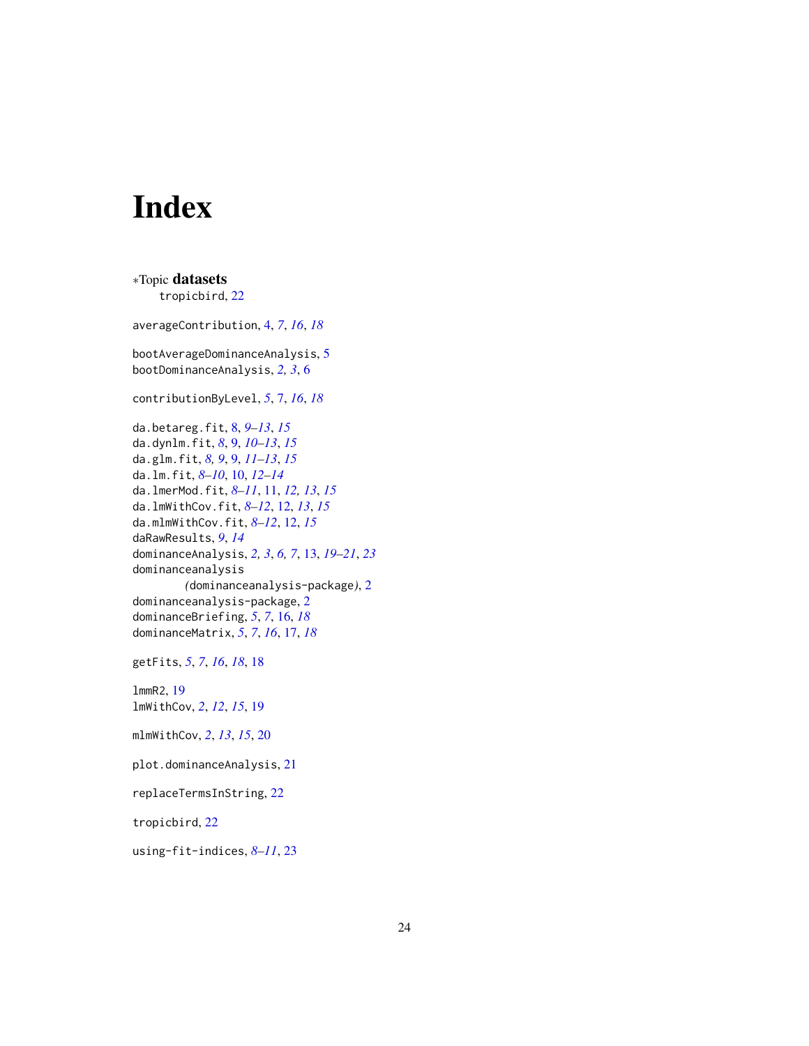# Index

*Topic **datasets**
  tropicbird, 22

averageContribution, 4, *7*, *16*, *18*

bootAverageDominanceAnalysis, 5
bootDominanceAnalysis, *2, 3*, 6

contributionByLevel, *5*, 7, *16*, *18*

da.betareg.fit, 8, *9–13*, *15*
da.dynlm.fit, *8*, 9, *10–13*, *15*
da.glm.fit, *8, 9*, 9, *11–13*, *15*
da.lm.fit, *8–10*, 10, *12–14*
da.lmerMod.fit, *8–11*, 11, *12, 13*, *15*
da.lmWithCov.fit, *8–12*, 12, *13*, *15*
da.mlmWithCov.fit, *8–12*, 12, *15*
daRawResults, *9*, *14*
dominanceAnalysis, *2, 3*, *6, 7*, 13, *19–21*, *23*
dominanceanalysis
  *(*dominanceanalysis-package*)*, 2
dominanceanalysis-package, 2
dominanceBriefing, *5*, *7*, 16, *18*
dominanceMatrix, *5*, *7*, *16*, 17, *18*

getFits, *5*, *7*, *16*, *18*, 18

lmmR2, 19
lmWithCov, *2*, *12*, *15*, 19

mlmWithCov, *2*, *13*, *15*, 20

plot.dominanceAnalysis, 21

replaceTermsInString, 22

tropicbird, 22

using-fit-indices, *8–11*, 23